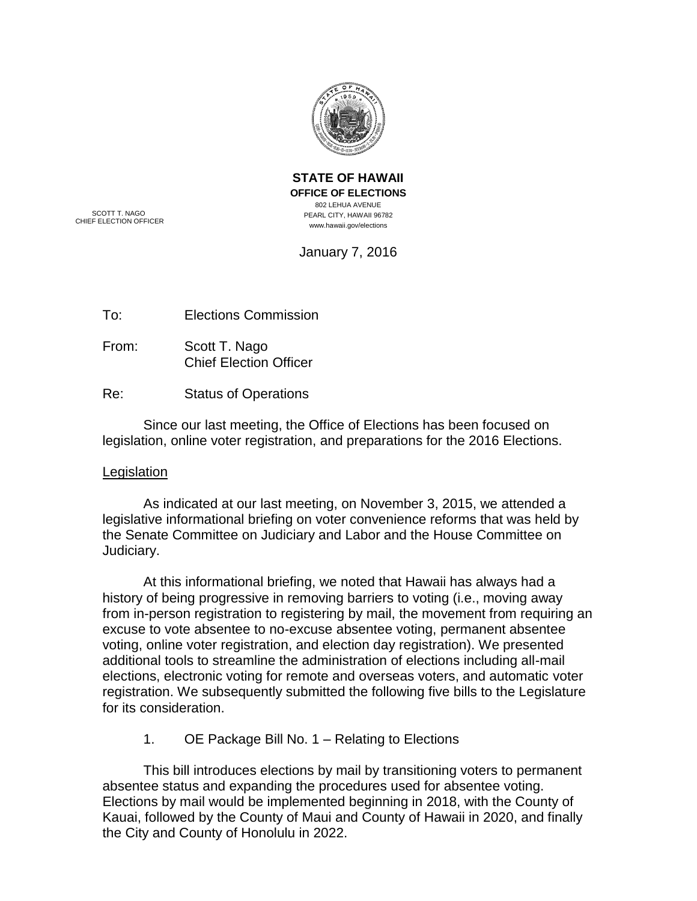**STATE OF HAWAII**
**OFFICE OF ELECTIONS**
802 LEHUA AVENUE
PEARL CITY, HAWAII 96782
www.hawaii.gov/elections

SCOTT T. NAGO
CHIEF ELECTION OFFICER

January 7, 2016

To: Elections Commission

From: Scott T. Nago
Chief Election Officer

Re: Status of Operations

Since our last meeting, the Office of Elections has been focused on legislation, online voter registration, and preparations for the 2016 Elections.

## Legislation

As indicated at our last meeting, on November 3, 2015, we attended a legislative informational briefing on voter convenience reforms that was held by the Senate Committee on Judiciary and Labor and the House Committee on Judiciary.

At this informational briefing, we noted that Hawaii has always had a history of being progressive in removing barriers to voting (i.e., moving away from in-person registration to registering by mail, the movement from requiring an excuse to vote absentee to no-excuse absentee voting, permanent absentee voting, online voter registration, and election day registration). We presented additional tools to streamline the administration of elections including all-mail elections, electronic voting for remote and overseas voters, and automatic voter registration. We subsequently submitted the following five bills to the Legislature for its consideration.

1. OE Package Bill No. 1 – Relating to Elections

This bill introduces elections by mail by transitioning voters to permanent absentee status and expanding the procedures used for absentee voting. Elections by mail would be implemented beginning in 2018, with the County of Kauai, followed by the County of Maui and County of Hawaii in 2020, and finally the City and County of Honolulu in 2022.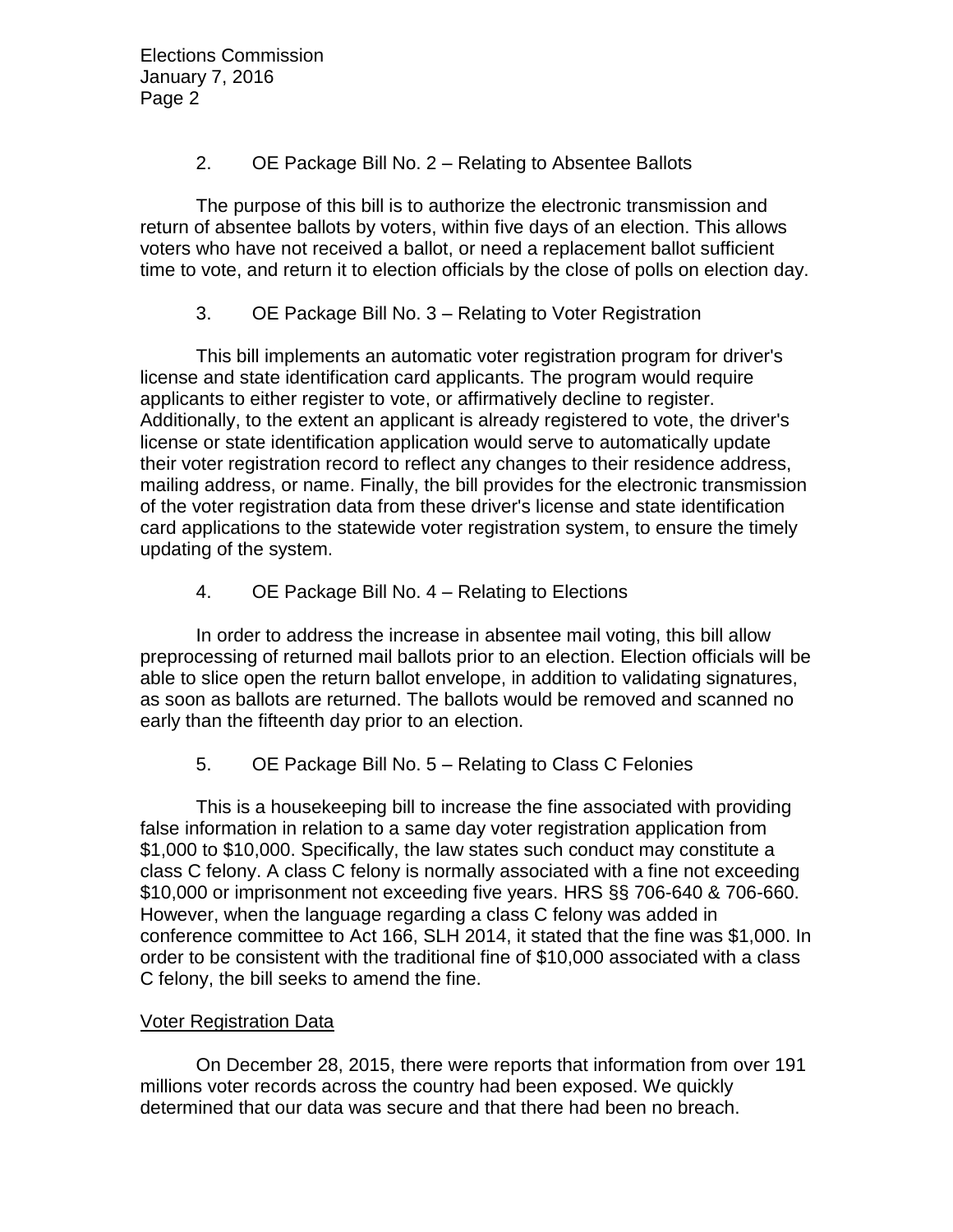2. OE Package Bill No. 2 – Relating to Absentee Ballots

The purpose of this bill is to authorize the electronic transmission and return of absentee ballots by voters, within five days of an election. This allows voters who have not received a ballot, or need a replacement ballot sufficient time to vote, and return it to election officials by the close of polls on election day.

3. OE Package Bill No. 3 – Relating to Voter Registration

This bill implements an automatic voter registration program for driver's license and state identification card applicants. The program would require applicants to either register to vote, or affirmatively decline to register. Additionally, to the extent an applicant is already registered to vote, the driver's license or state identification application would serve to automatically update their voter registration record to reflect any changes to their residence address, mailing address, or name. Finally, the bill provides for the electronic transmission of the voter registration data from these driver's license and state identification card applications to the statewide voter registration system, to ensure the timely updating of the system.

4. OE Package Bill No. 4 – Relating to Elections

In order to address the increase in absentee mail voting, this bill allow preprocessing of returned mail ballots prior to an election. Election officials will be able to slice open the return ballot envelope, in addition to validating signatures, as soon as ballots are returned. The ballots would be removed and scanned no early than the fifteenth day prior to an election.

5. OE Package Bill No. 5 – Relating to Class C Felonies

This is a housekeeping bill to increase the fine associated with providing false information in relation to a same day voter registration application from $1,000 to $10,000. Specifically, the law states such conduct may constitute a class C felony. A class C felony is normally associated with a fine not exceeding $10,000 or imprisonment not exceeding five years. HRS §§ 706-640 & 706-660. However, when the language regarding a class C felony was added in conference committee to Act 166, SLH 2014, it stated that the fine was $1,000. In order to be consistent with the traditional fine of $10,000 associated with a class C felony, the bill seeks to amend the fine.

## Voter Registration Data

On December 28, 2015, there were reports that information from over 191 millions voter records across the country had been exposed. We quickly determined that our data was secure and that there had been no breach.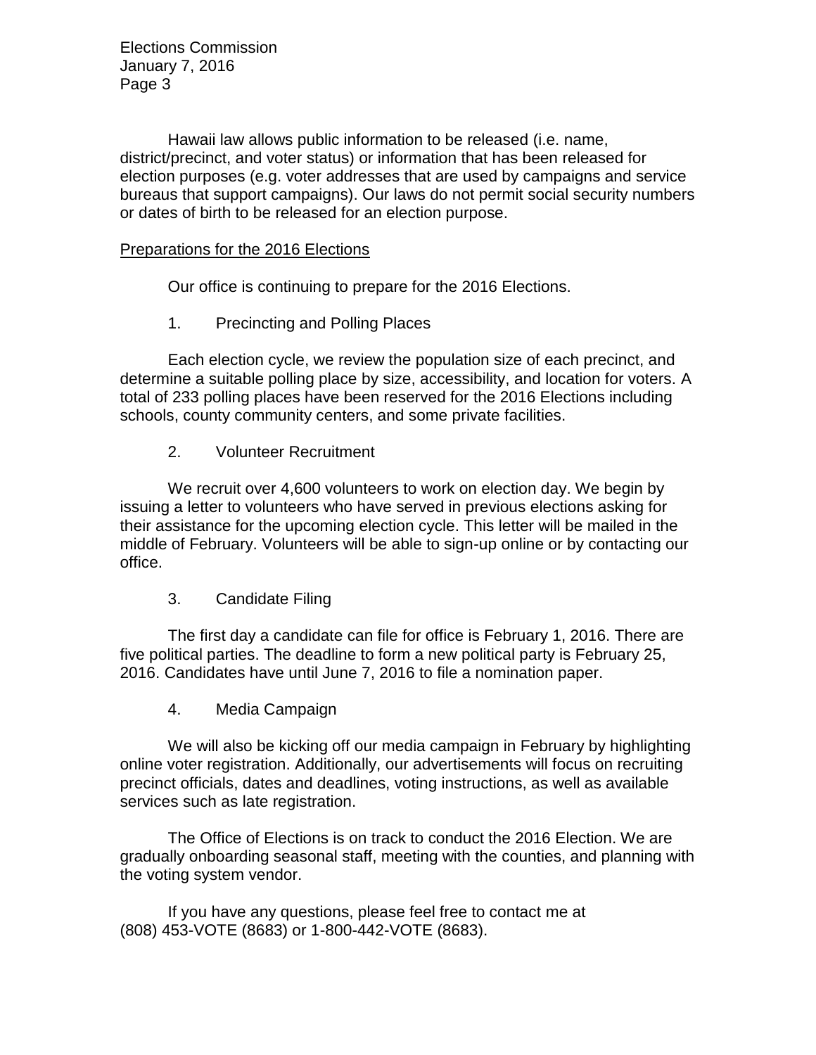Hawaii law allows public information to be released (i.e. name, district/precinct, and voter status) or information that has been released for election purposes (e.g. voter addresses that are used by campaigns and service bureaus that support campaigns). Our laws do not permit social security numbers or dates of birth to be released for an election purpose.

## Preparations for the 2016 Elections

Our office is continuing to prepare for the 2016 Elections.

1. Precincting and Polling Places

Each election cycle, we review the population size of each precinct, and determine a suitable polling place by size, accessibility, and location for voters. A total of 233 polling places have been reserved for the 2016 Elections including schools, county community centers, and some private facilities.

2. Volunteer Recruitment

We recruit over 4,600 volunteers to work on election day. We begin by issuing a letter to volunteers who have served in previous elections asking for their assistance for the upcoming election cycle. This letter will be mailed in the middle of February. Volunteers will be able to sign-up online or by contacting our office.

3. Candidate Filing

The first day a candidate can file for office is February 1, 2016. There are five political parties. The deadline to form a new political party is February 25, 2016. Candidates have until June 7, 2016 to file a nomination paper.

4. Media Campaign

We will also be kicking off our media campaign in February by highlighting online voter registration. Additionally, our advertisements will focus on recruiting precinct officials, dates and deadlines, voting instructions, as well as available services such as late registration.

The Office of Elections is on track to conduct the 2016 Election. We are gradually onboarding seasonal staff, meeting with the counties, and planning with the voting system vendor.

If you have any questions, please feel free to contact me at (808) 453-VOTE (8683) or 1-800-442-VOTE (8683).